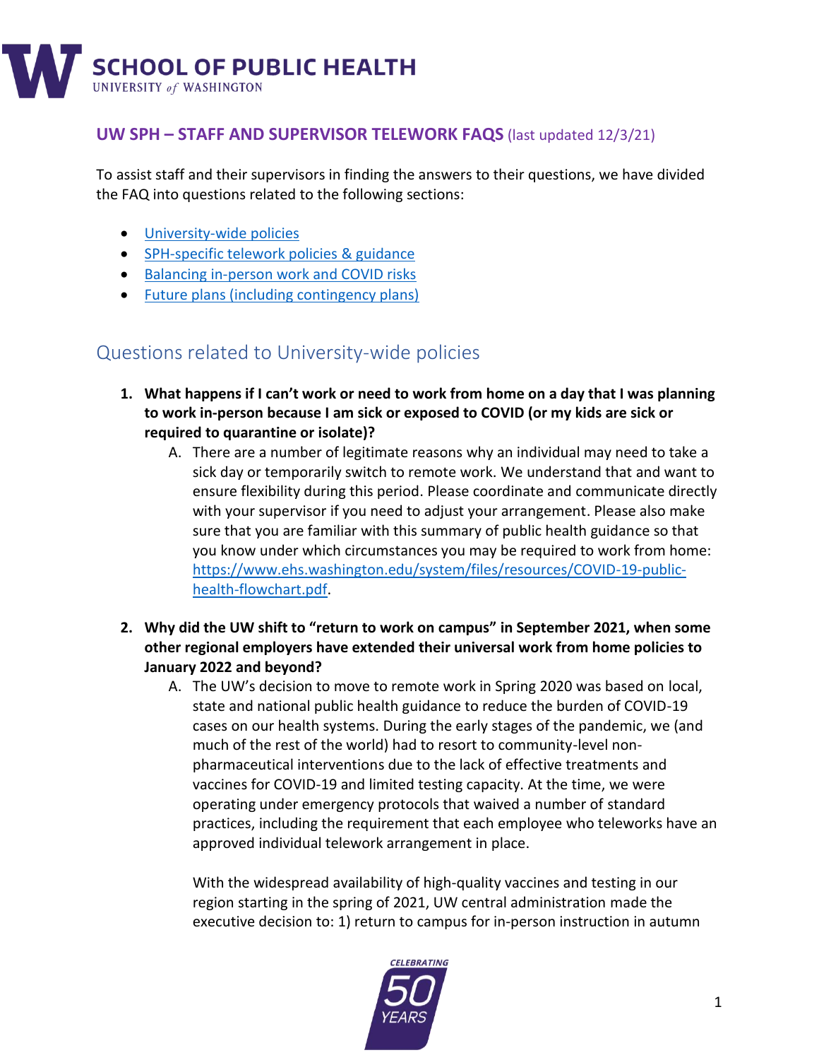# SCHOOL OF PUBLIC HEALTH
UNIVERSITY *of* WASHINGTON

## UW SPH – STAFF AND SUPERVISOR TELEWORK FAQS (last updated 12/3/21)

To assist staff and their supervisors in finding the answers to their questions, we have divided the FAQ into questions related to the following sections:

- University-wide policies
- SPH-specific telework policies & guidance
- Balancing in-person work and COVID risks
- Future plans (including contingency plans)

## Questions related to University-wide policies

1. **What happens if I can't work or need to work from home on a day that I was planning to work in-person because I am sick or exposed to COVID (or my kids are sick or required to quarantine or isolate)?**
   A. There are a number of legitimate reasons why an individual may need to take a sick day or temporarily switch to remote work. We understand that and want to ensure flexibility during this period. Please coordinate and communicate directly with your supervisor if you need to adjust your arrangement. Please also make sure that you are familiar with this summary of public health guidance so that you know under which circumstances you may be required to work from home: https://www.ehs.washington.edu/system/files/resources/COVID-19-public-health-flowchart.pdf.

2. **Why did the UW shift to "return to work on campus" in September 2021, when some other regional employers have extended their universal work from home policies to January 2022 and beyond?**
   A. The UW's decision to move to remote work in Spring 2020 was based on local, state and national public health guidance to reduce the burden of COVID-19 cases on our health systems. During the early stages of the pandemic, we (and much of the rest of the world) had to resort to community-level non-pharmaceutical interventions due to the lack of effective treatments and vaccines for COVID-19 and limited testing capacity. At the time, we were operating under emergency protocols that waived a number of standard practices, including the requirement that each employee who teleworks have an approved individual telework arrangement in place.

   With the widespread availability of high-quality vaccines and testing in our region starting in the spring of 2021, UW central administration made the executive decision to: 1) return to campus for in-person instruction in autumn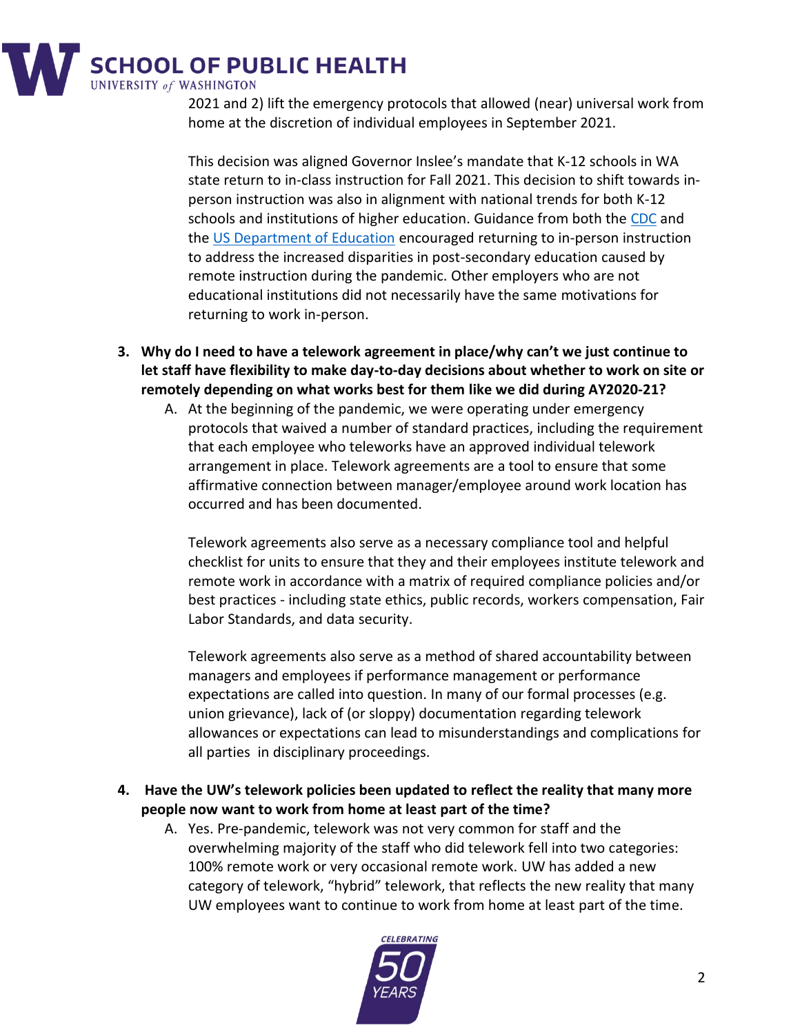2021 and 2) lift the emergency protocols that allowed (near) universal work from home at the discretion of individual employees in September 2021.

This decision was aligned Governor Inslee's mandate that K-12 schools in WA state return to in-class instruction for Fall 2021. This decision to shift towards in-person instruction was also in alignment with national trends for both K-12 schools and institutions of higher education. Guidance from both the CDC and the US Department of Education encouraged returning to in-person instruction to address the increased disparities in post-secondary education caused by remote instruction during the pandemic. Other employers who are not educational institutions did not necessarily have the same motivations for returning to work in-person.

3. **Why do I need to have a telework agreement in place/why can't we just continue to let staff have flexibility to make day-to-day decisions about whether to work on site or remotely depending on what works best for them like we did during AY2020-21?**

   A. At the beginning of the pandemic, we were operating under emergency protocols that waived a number of standard practices, including the requirement that each employee who teleworks have an approved individual telework arrangement in place. Telework agreements are a tool to ensure that some affirmative connection between manager/employee around work location has occurred and has been documented.

   Telework agreements also serve as a necessary compliance tool and helpful checklist for units to ensure that they and their employees institute telework and remote work in accordance with a matrix of required compliance policies and/or best practices - including state ethics, public records, workers compensation, Fair Labor Standards, and data security.

   Telework agreements also serve as a method of shared accountability between managers and employees if performance management or performance expectations are called into question. In many of our formal processes (e.g. union grievance), lack of (or sloppy) documentation regarding telework allowances or expectations can lead to misunderstandings and complications for all parties in disciplinary proceedings.

4. **Have the UW's telework policies been updated to reflect the reality that many more people now want to work from home at least part of the time?**

   A. Yes. Pre-pandemic, telework was not very common for staff and the overwhelming majority of the staff who did telework fell into two categories: 100% remote work or very occasional remote work. UW has added a new category of telework, "hybrid" telework, that reflects the new reality that many UW employees want to continue to work from home at least part of the time.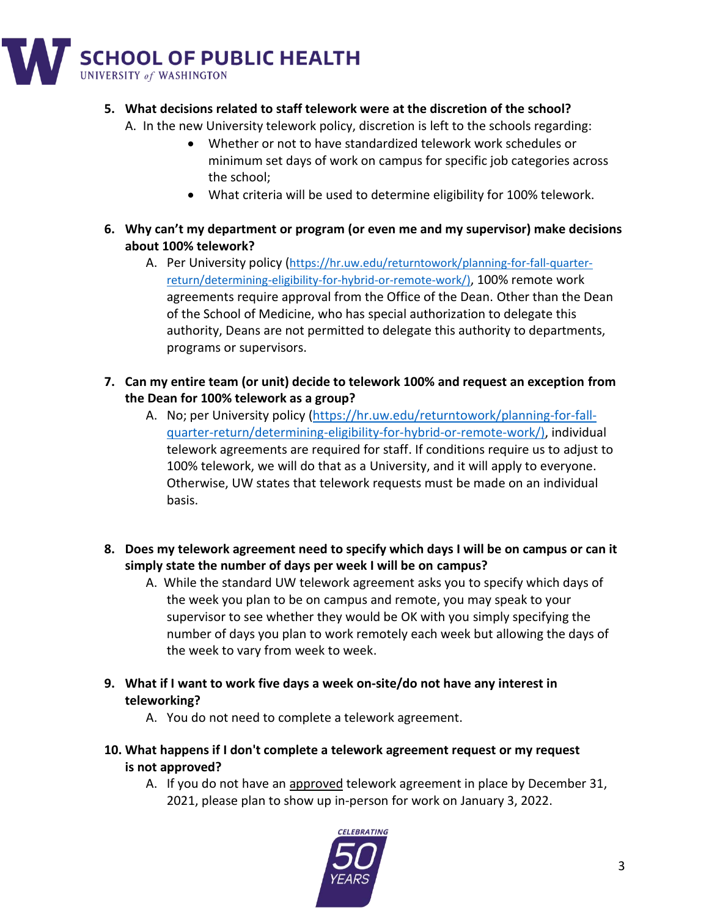5. **What decisions related to staff telework were at the discretion of the school?**

   A. In the new University telework policy, discretion is left to the schools regarding:

   - Whether or not to have standardized telework work schedules or minimum set days of work on campus for specific job categories across the school;
   - What criteria will be used to determine eligibility for 100% telework.

6. **Why can't my department or program (or even me and my supervisor) make decisions about 100% telework?**

   A. Per University policy (https://hr.uw.edu/returntowork/planning-for-fall-quarter-return/determining-eligibility-for-hybrid-or-remote-work/), 100% remote work agreements require approval from the Office of the Dean. Other than the Dean of the School of Medicine, who has special authorization to delegate this authority, Deans are not permitted to delegate this authority to departments, programs or supervisors.

7. **Can my entire team (or unit) decide to telework 100% and request an exception from the Dean for 100% telework as a group?**

   A. No; per University policy (https://hr.uw.edu/returntowork/planning-for-fall-quarter-return/determining-eligibility-for-hybrid-or-remote-work/), individual telework agreements are required for staff. If conditions require us to adjust to 100% telework, we will do that as a University, and it will apply to everyone. Otherwise, UW states that telework requests must be made on an individual basis.

8. **Does my telework agreement need to specify which days I will be on campus or can it simply state the number of days per week I will be on campus?**

   A. While the standard UW telework agreement asks you to specify which days of the week you plan to be on campus and remote, you may speak to your supervisor to see whether they would be OK with you simply specifying the number of days you plan to work remotely each week but allowing the days of the week to vary from week to week.

9. **What if I want to work five days a week on-site/do not have any interest in teleworking?**

   A. You do not need to complete a telework agreement.

10. **What happens if I don't complete a telework agreement request or my request is not approved?**

    A. If you do not have an approved telework agreement in place by December 31, 2021, please plan to show up in-person for work on January 3, 2022.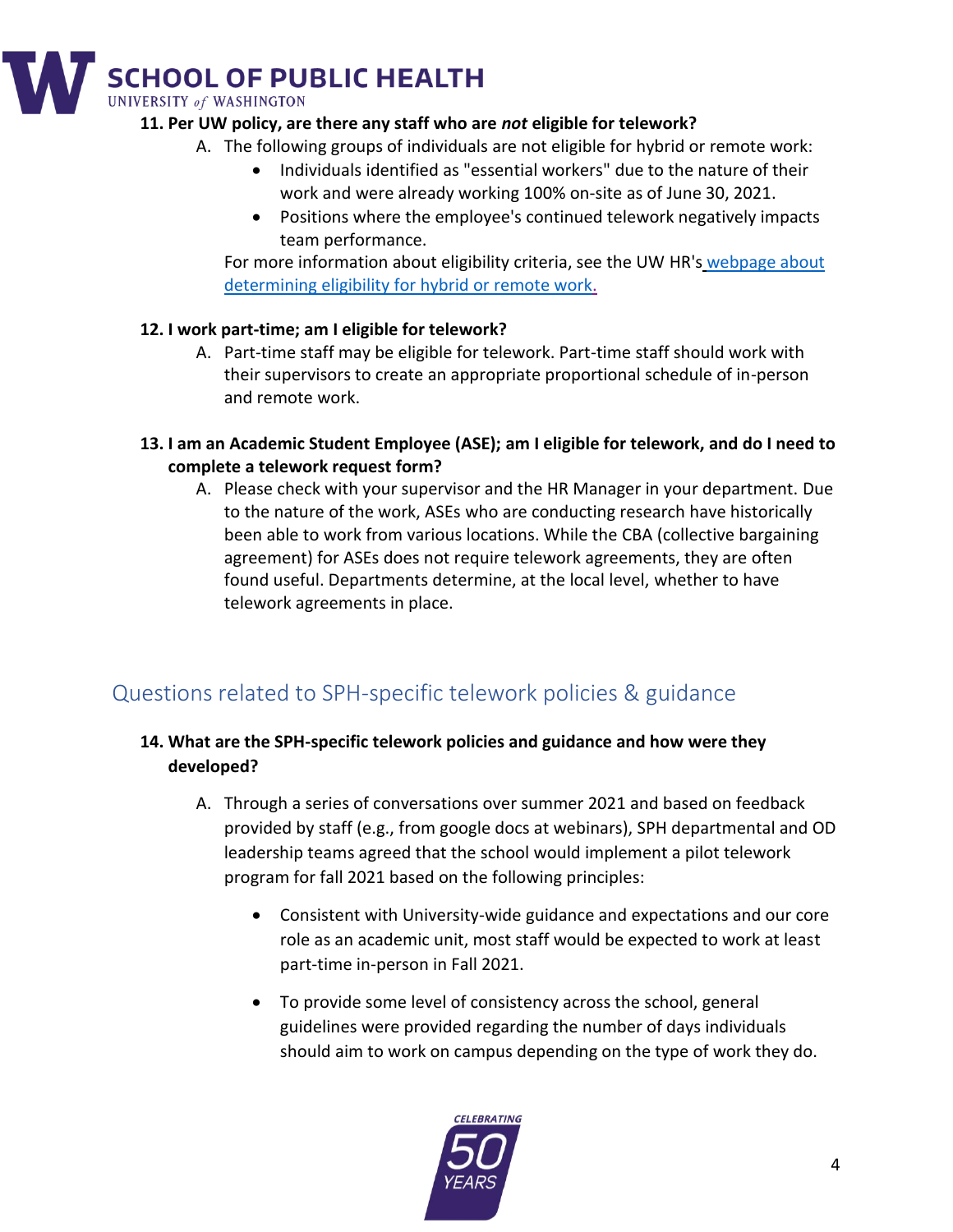**11. Per UW policy, are there any staff who are *not* eligible for telework?**

A. The following groups of individuals are not eligible for hybrid or remote work:
   - Individuals identified as "essential workers" due to the nature of their work and were already working 100% on-site as of June 30, 2021.
   - Positions where the employee's continued telework negatively impacts team performance.

   For more information about eligibility criteria, see the UW HR's [webpage about determining eligibility for hybrid or remote work](#).

**12. I work part-time; am I eligible for telework?**

A. Part-time staff may be eligible for telework. Part-time staff should work with their supervisors to create an appropriate proportional schedule of in-person and remote work.

**13. I am an Academic Student Employee (ASE); am I eligible for telework, and do I need to complete a telework request form?**

A. Please check with your supervisor and the HR Manager in your department. Due to the nature of the work, ASEs who are conducting research have historically been able to work from various locations. While the CBA (collective bargaining agreement) for ASEs does not require telework agreements, they are often found useful. Departments determine, at the local level, whether to have telework agreements in place.

## Questions related to SPH-specific telework policies & guidance

**14. What are the SPH-specific telework policies and guidance and how were they developed?**

A. Through a series of conversations over summer 2021 and based on feedback provided by staff (e.g., from google docs at webinars), SPH departmental and OD leadership teams agreed that the school would implement a pilot telework program for fall 2021 based on the following principles:

   - Consistent with University-wide guidance and expectations and our core role as an academic unit, most staff would be expected to work at least part-time in-person in Fall 2021.
   - To provide some level of consistency across the school, general guidelines were provided regarding the number of days individuals should aim to work on campus depending on the type of work they do.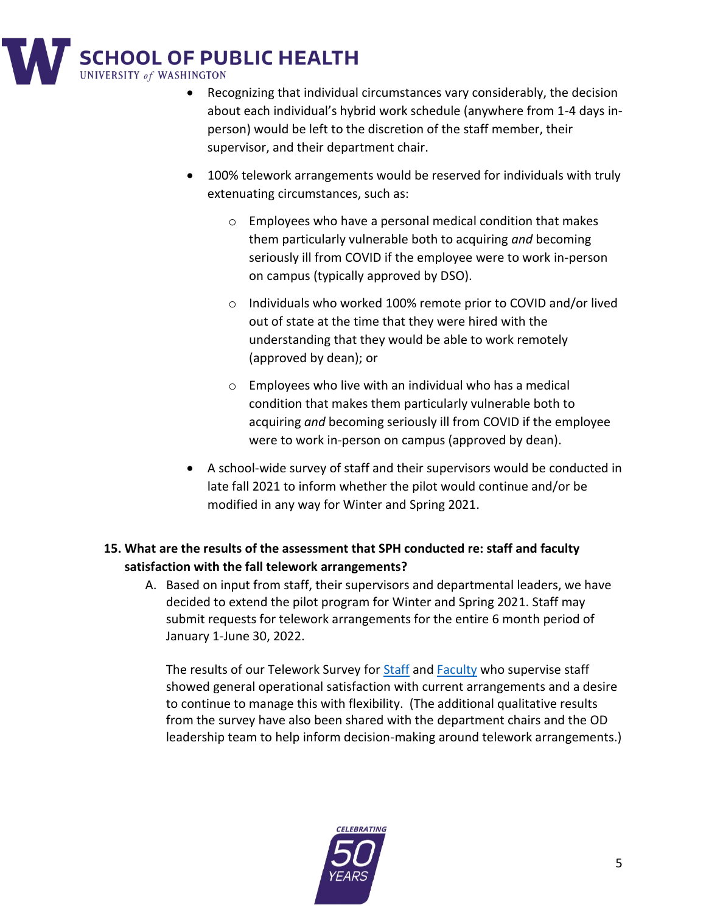- Recognizing that individual circumstances vary considerably, the decision about each individual's hybrid work schedule (anywhere from 1-4 days in-person) would be left to the discretion of the staff member, their supervisor, and their department chair.

- 100% telework arrangements would be reserved for individuals with truly extenuating circumstances, such as:

  - Employees who have a personal medical condition that makes them particularly vulnerable both to acquiring *and* becoming seriously ill from COVID if the employee were to work in-person on campus (typically approved by DSO).

  - Individuals who worked 100% remote prior to COVID and/or lived out of state at the time that they were hired with the understanding that they would be able to work remotely (approved by dean); or

  - Employees who live with an individual who has a medical condition that makes them particularly vulnerable both to acquiring *and* becoming seriously ill from COVID if the employee were to work in-person on campus (approved by dean).

- A school-wide survey of staff and their supervisors would be conducted in late fall 2021 to inform whether the pilot would continue and/or be modified in any way for Winter and Spring 2021.

**15. What are the results of the assessment that SPH conducted re: staff and faculty satisfaction with the fall telework arrangements?**

A. Based on input from staff, their supervisors and departmental leaders, we have decided to extend the pilot program for Winter and Spring 2021. Staff may submit requests for telework arrangements for the entire 6 month period of January 1-June 30, 2022.

The results of our Telework Survey for Staff and Faculty who supervise staff showed general operational satisfaction with current arrangements and a desire to continue to manage this with flexibility. (The additional qualitative results from the survey have also been shared with the department chairs and the OD leadership team to help inform decision-making around telework arrangements.)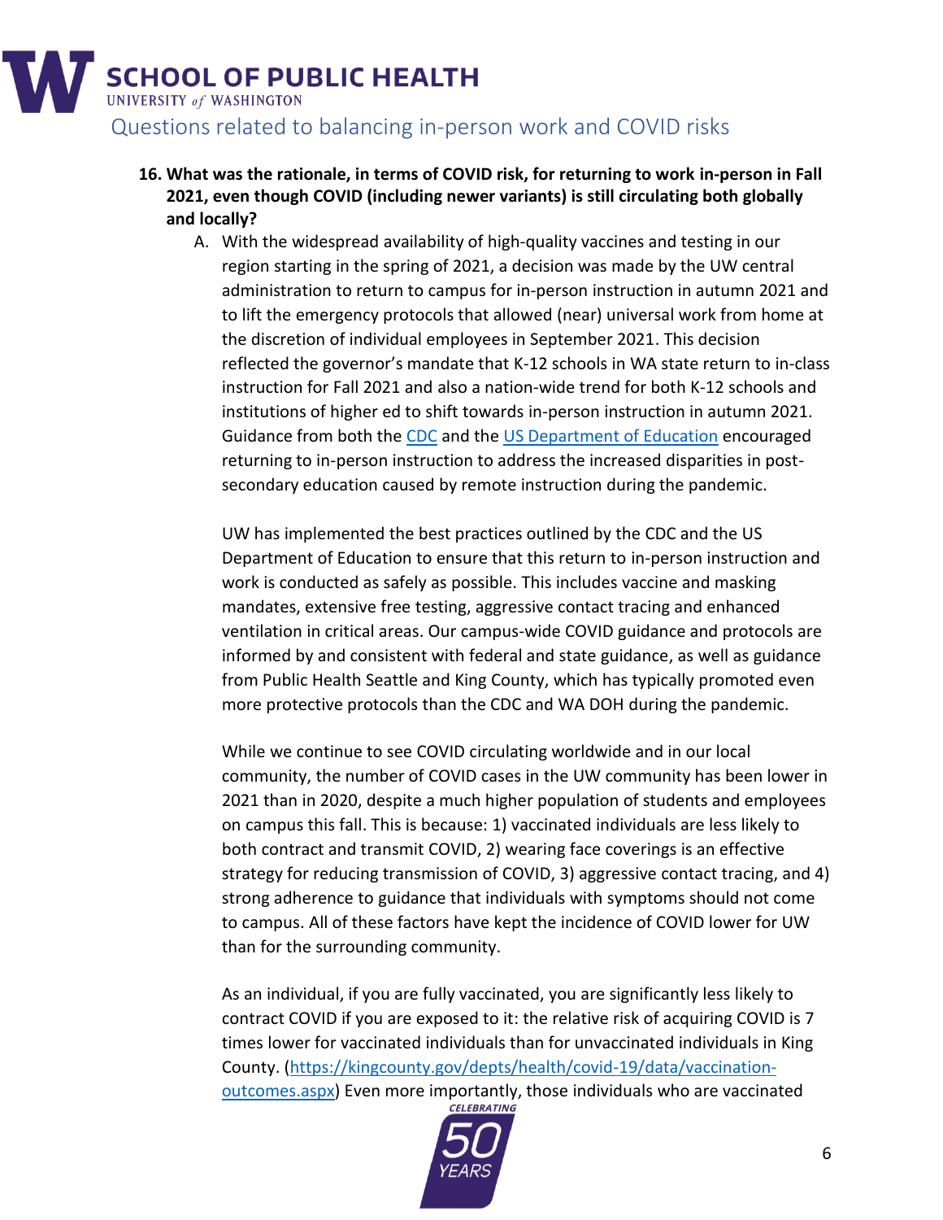**16. What was the rationale, in terms of COVID risk, for returning to work in-person in Fall 2021, even though COVID (including newer variants) is still circulating both globally and locally?**

A. With the widespread availability of high-quality vaccines and testing in our region starting in the spring of 2021, a decision was made by the UW central administration to return to campus for in-person instruction in autumn 2021 and to lift the emergency protocols that allowed (near) universal work from home at the discretion of individual employees in September 2021. This decision reflected the governor's mandate that K-12 schools in WA state return to in-class instruction for Fall 2021 and also a nation-wide trend for both K-12 schools and institutions of higher ed to shift towards in-person instruction in autumn 2021. Guidance from both the [CDC]() and the [US Department of Education]() encouraged returning to in-person instruction to address the increased disparities in post-secondary education caused by remote instruction during the pandemic.

UW has implemented the best practices outlined by the CDC and the US Department of Education to ensure that this return to in-person instruction and work is conducted as safely as possible. This includes vaccine and masking mandates, extensive free testing, aggressive contact tracing and enhanced ventilation in critical areas. Our campus-wide COVID guidance and protocols are informed by and consistent with federal and state guidance, as well as guidance from Public Health Seattle and King County, which has typically promoted even more protective protocols than the CDC and WA DOH during the pandemic.

While we continue to see COVID circulating worldwide and in our local community, the number of COVID cases in the UW community has been lower in 2021 than in 2020, despite a much higher population of students and employees on campus this fall. This is because: 1) vaccinated individuals are less likely to both contract and transmit COVID, 2) wearing face coverings is an effective strategy for reducing transmission of COVID, 3) aggressive contact tracing, and 4) strong adherence to guidance that individuals with symptoms should not come to campus. All of these factors have kept the incidence of COVID lower for UW than for the surrounding community.

As an individual, if you are fully vaccinated, you are significantly less likely to contract COVID if you are exposed to it: the relative risk of acquiring COVID is 7 times lower for vaccinated individuals than for unvaccinated individuals in King County. ([https://kingcounty.gov/depts/health/covid-19/data/vaccination-outcomes.aspx](https://kingcounty.gov/depts/health/covid-19/data/vaccination-outcomes.aspx)) Even more importantly, those individuals who are vaccinated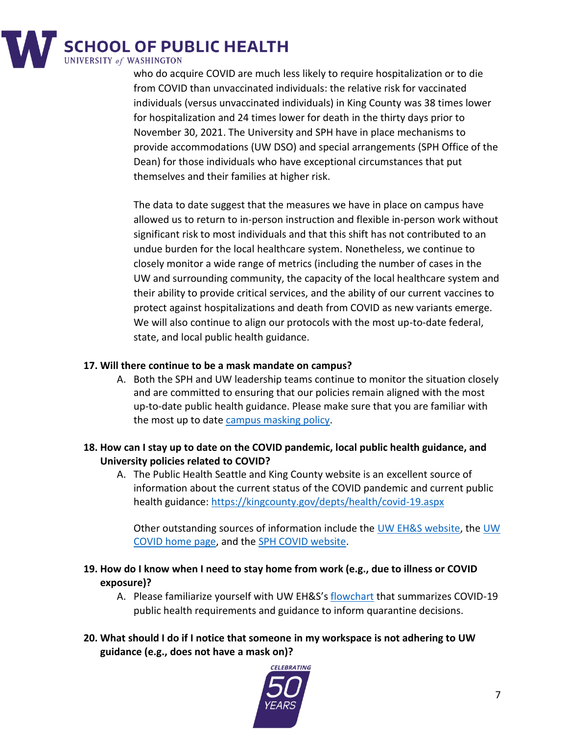who do acquire COVID are much less likely to require hospitalization or to die from COVID than unvaccinated individuals: the relative risk for vaccinated individuals (versus unvaccinated individuals) in King County was 38 times lower for hospitalization and 24 times lower for death in the thirty days prior to November 30, 2021. The University and SPH have in place mechanisms to provide accommodations (UW DSO) and special arrangements (SPH Office of the Dean) for those individuals who have exceptional circumstances that put themselves and their families at higher risk.

The data to date suggest that the measures we have in place on campus have allowed us to return to in-person instruction and flexible in-person work without significant risk to most individuals and that this shift has not contributed to an undue burden for the local healthcare system. Nonetheless, we continue to closely monitor a wide range of metrics (including the number of cases in the UW and surrounding community, the capacity of the local healthcare system and their ability to provide critical services, and the ability of our current vaccines to protect against hospitalizations and death from COVID as new variants emerge. We will also continue to align our protocols with the most up-to-date federal, state, and local public health guidance.

**17. Will there continue to be a mask mandate on campus?**

A. Both the SPH and UW leadership teams continue to monitor the situation closely and are committed to ensuring that our policies remain aligned with the most up-to-date public health guidance. Please make sure that you are familiar with the most up to date campus masking policy.

**18. How can I stay up to date on the COVID pandemic, local public health guidance, and University policies related to COVID?**

A. The Public Health Seattle and King County website is an excellent source of information about the current status of the COVID pandemic and current public health guidance: https://kingcounty.gov/depts/health/covid-19.aspx

Other outstanding sources of information include the UW EH&S website, the UW COVID home page, and the SPH COVID website.

**19. How do I know when I need to stay home from work (e.g., due to illness or COVID exposure)?**

A. Please familiarize yourself with UW EH&S's flowchart that summarizes COVID-19 public health requirements and guidance to inform quarantine decisions.

**20. What should I do if I notice that someone in my workspace is not adhering to UW guidance (e.g., does not have a mask on)?**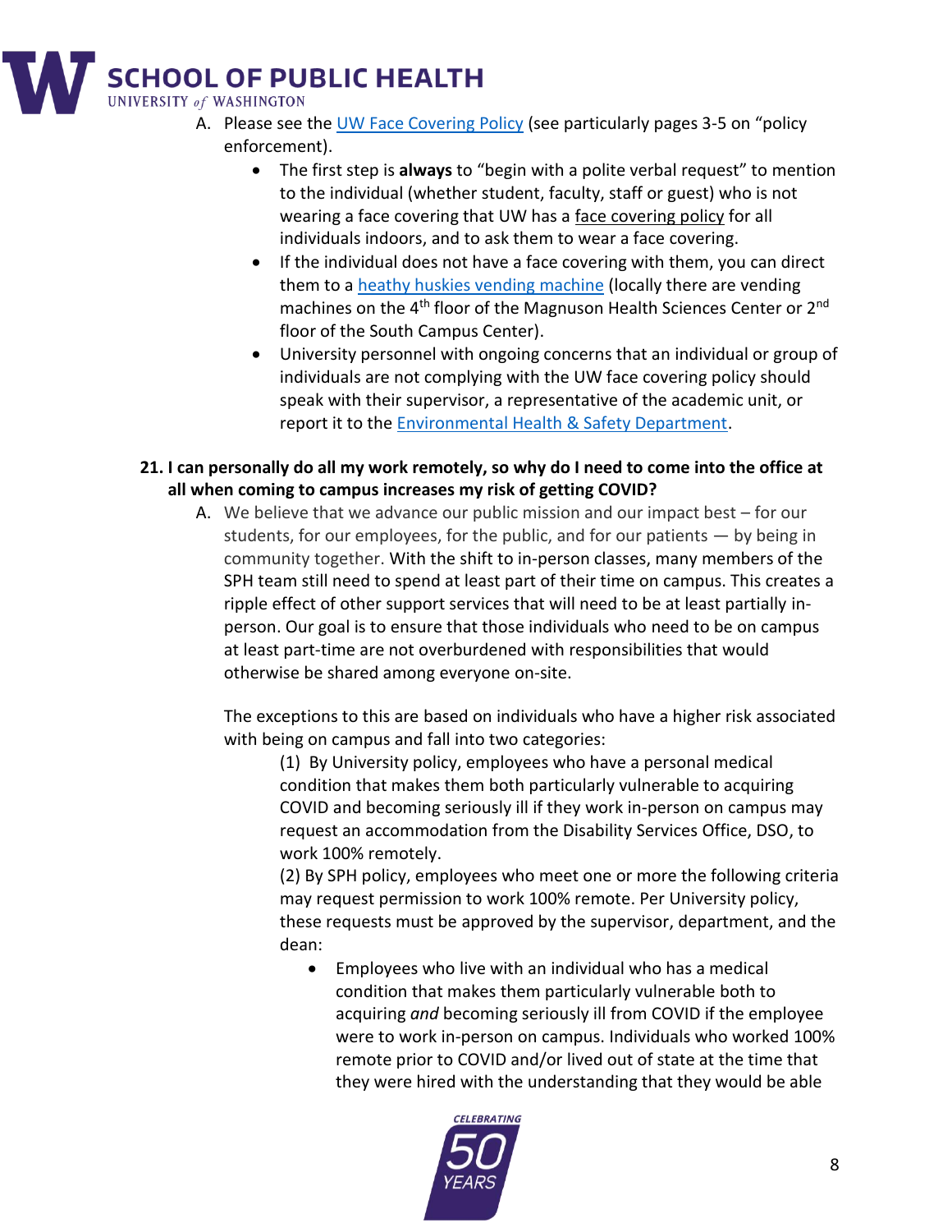A. Please see the [UW Face Covering Policy](#) (see particularly pages 3-5 on "policy enforcement).

   - The first step is **always** to "begin with a polite verbal request" to mention to the individual (whether student, faculty, staff or guest) who is not wearing a face covering that UW has a face covering policy for all individuals indoors, and to ask them to wear a face covering.
   - If the individual does not have a face covering with them, you can direct them to a [heathy huskies vending machine](#) (locally there are vending machines on the 4th floor of the Magnuson Health Sciences Center or 2nd floor of the South Campus Center).
   - University personnel with ongoing concerns that an individual or group of individuals are not complying with the UW face covering policy should speak with their supervisor, a representative of the academic unit, or report it to the [Environmental Health & Safety Department](#).

**21. I can personally do all my work remotely, so why do I need to come into the office at all when coming to campus increases my risk of getting COVID?**

A. We believe that we advance our public mission and our impact best – for our students, for our employees, for the public, and for our patients — by being in community together. With the shift to in-person classes, many members of the SPH team still need to spend at least part of their time on campus. This creates a ripple effect of other support services that will need to be at least partially in-person. Our goal is to ensure that those individuals who need to be on campus at least part-time are not overburdened with responsibilities that would otherwise be shared among everyone on-site.

   The exceptions to this are based on individuals who have a higher risk associated with being on campus and fall into two categories:

   (1) By University policy, employees who have a personal medical condition that makes them both particularly vulnerable to acquiring COVID and becoming seriously ill if they work in-person on campus may request an accommodation from the Disability Services Office, DSO, to work 100% remotely.

   (2) By SPH policy, employees who meet one or more the following criteria may request permission to work 100% remote. Per University policy, these requests must be approved by the supervisor, department, and the dean:

   - Employees who live with an individual who has a medical condition that makes them particularly vulnerable both to acquiring *and* becoming seriously ill from COVID if the employee were to work in-person on campus. Individuals who worked 100% remote prior to COVID and/or lived out of state at the time that they were hired with the understanding that they would be able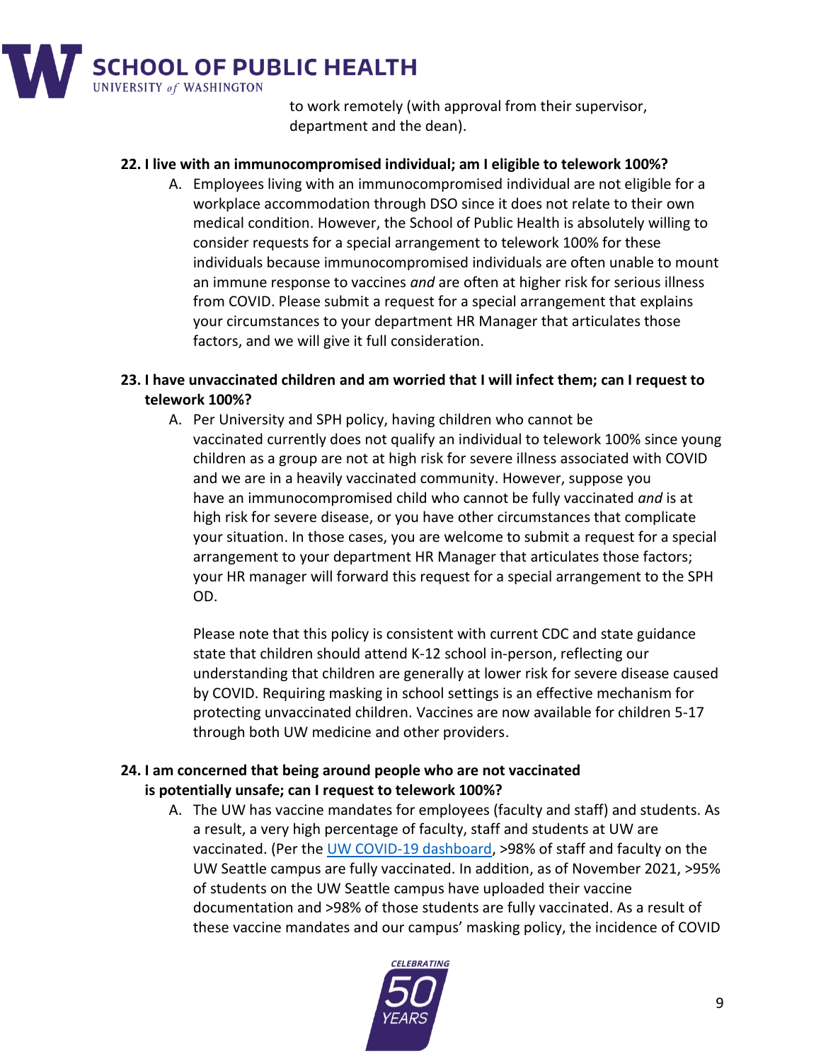to work remotely (with approval from their supervisor, department and the dean).

**22. I live with an immunocompromised individual; am I eligible to telework 100%?**

A. Employees living with an immunocompromised individual are not eligible for a workplace accommodation through DSO since it does not relate to their own medical condition. However, the School of Public Health is absolutely willing to consider requests for a special arrangement to telework 100% for these individuals because immunocompromised individuals are often unable to mount an immune response to vaccines *and* are often at higher risk for serious illness from COVID. Please submit a request for a special arrangement that explains your circumstances to your department HR Manager that articulates those factors, and we will give it full consideration.

**23. I have unvaccinated children and am worried that I will infect them; can I request to telework 100%?**

A. Per University and SPH policy, having children who cannot be vaccinated currently does not qualify an individual to telework 100% since young children as a group are not at high risk for severe illness associated with COVID and we are in a heavily vaccinated community. However, suppose you have an immunocompromised child who cannot be fully vaccinated *and* is at high risk for severe disease, or you have other circumstances that complicate your situation. In those cases, you are welcome to submit a request for a special arrangement to your department HR Manager that articulates those factors; your HR manager will forward this request for a special arrangement to the SPH OD.

Please note that this policy is consistent with current CDC and state guidance state that children should attend K-12 school in-person, reflecting our understanding that children are generally at lower risk for severe disease caused by COVID. Requiring masking in school settings is an effective mechanism for protecting unvaccinated children. Vaccines are now available for children 5-17 through both UW medicine and other providers.

**24. I am concerned that being around people who are not vaccinated is potentially unsafe; can I request to telework 100%?**

A. The UW has vaccine mandates for employees (faculty and staff) and students. As a result, a very high percentage of faculty, staff and students at UW are vaccinated. (Per the [UW COVID-19 dashboard](), >98% of staff and faculty on the UW Seattle campus are fully vaccinated. In addition, as of November 2021, >95% of students on the UW Seattle campus have uploaded their vaccine documentation and >98% of those students are fully vaccinated. As a result of these vaccine mandates and our campus' masking policy, the incidence of COVID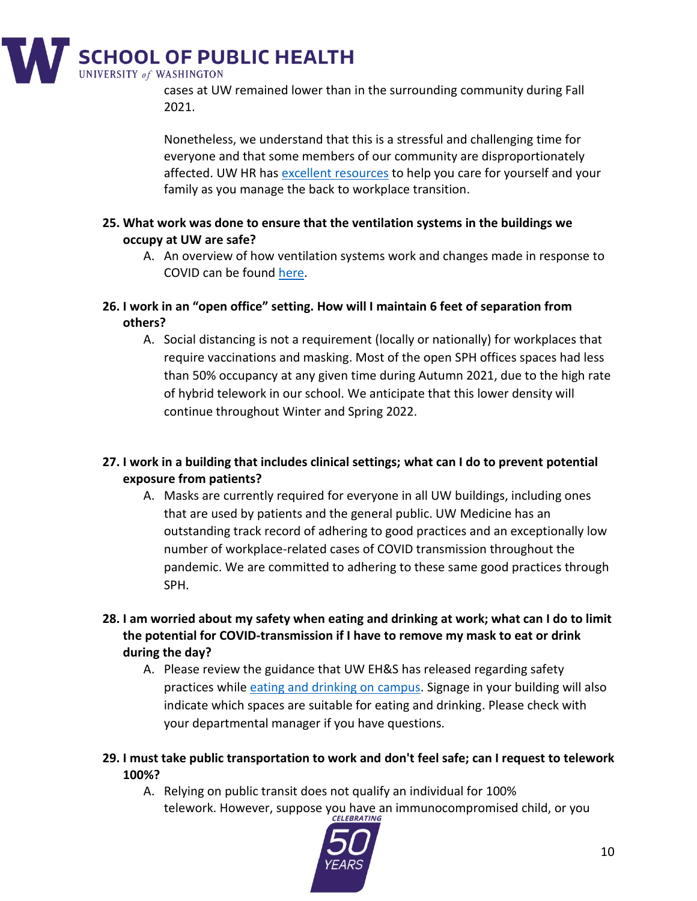cases at UW remained lower than in the surrounding community during Fall 2021.

Nonetheless, we understand that this is a stressful and challenging time for everyone and that some members of our community are disproportionately affected. UW HR has excellent resources to help you care for yourself and your family as you manage the back to workplace transition.

**25. What work was done to ensure that the ventilation systems in the buildings we occupy at UW are safe?**

A. An overview of how ventilation systems work and changes made in response to COVID can be found here.

**26. I work in an "open office" setting. How will I maintain 6 feet of separation from others?**

A. Social distancing is not a requirement (locally or nationally) for workplaces that require vaccinations and masking. Most of the open SPH offices spaces had less than 50% occupancy at any given time during Autumn 2021, due to the high rate of hybrid telework in our school. We anticipate that this lower density will continue throughout Winter and Spring 2022.

**27. I work in a building that includes clinical settings; what can I do to prevent potential exposure from patients?**

A. Masks are currently required for everyone in all UW buildings, including ones that are used by patients and the general public. UW Medicine has an outstanding track record of adhering to good practices and an exceptionally low number of workplace-related cases of COVID transmission throughout the pandemic. We are committed to adhering to these same good practices through SPH.

**28. I am worried about my safety when eating and drinking at work; what can I do to limit the potential for COVID-transmission if I have to remove my mask to eat or drink during the day?**

A. Please review the guidance that UW EH&S has released regarding safety practices while eating and drinking on campus. Signage in your building will also indicate which spaces are suitable for eating and drinking. Please check with your departmental manager if you have questions.

**29. I must take public transportation to work and don't feel safe; can I request to telework 100%?**

A. Relying on public transit does not qualify an individual for 100% telework. However, suppose you have an immunocompromised child, or you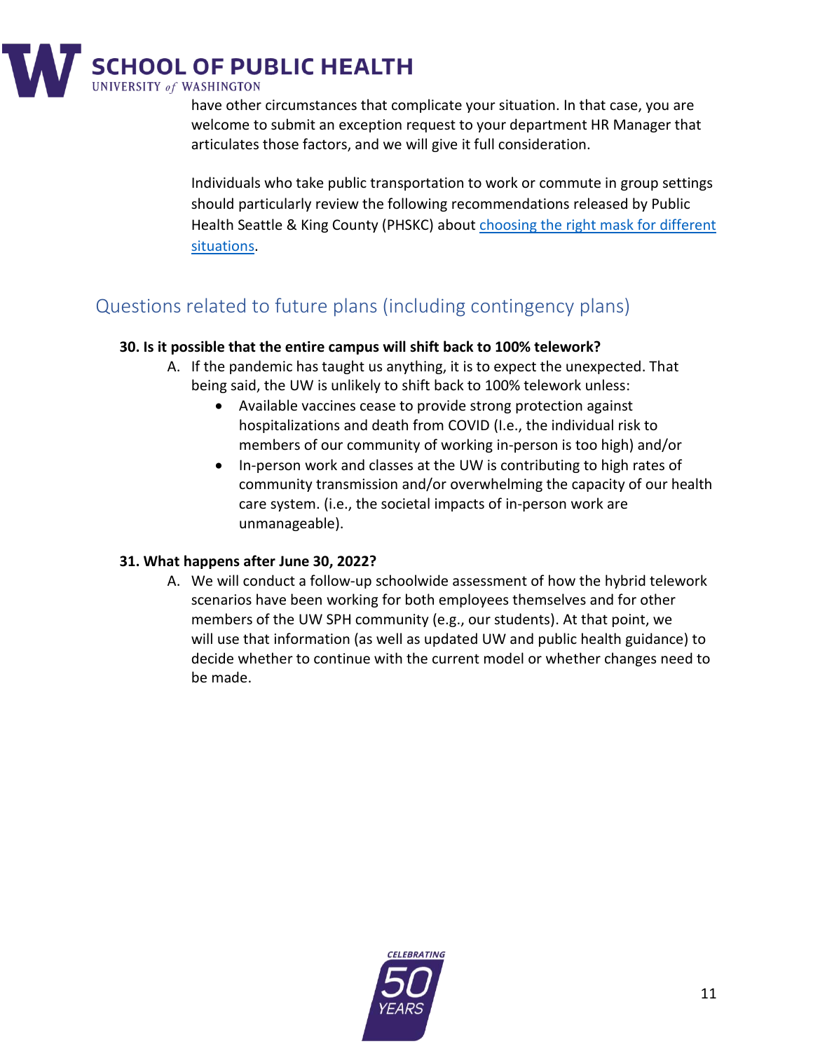have other circumstances that complicate your situation. In that case, you are welcome to submit an exception request to your department HR Manager that articulates those factors, and we will give it full consideration.

Individuals who take public transportation to work or commute in group settings should particularly review the following recommendations released by Public Health Seattle & King County (PHSKC) about choosing the right mask for different situations.

## Questions related to future plans (including contingency plans)

**30. Is it possible that the entire campus will shift back to 100% telework?**

A. If the pandemic has taught us anything, it is to expect the unexpected. That being said, the UW is unlikely to shift back to 100% telework unless:

- Available vaccines cease to provide strong protection against hospitalizations and death from COVID (I.e., the individual risk to members of our community of working in-person is too high) and/or
- In-person work and classes at the UW is contributing to high rates of community transmission and/or overwhelming the capacity of our health care system. (i.e., the societal impacts of in-person work are unmanageable).

**31. What happens after June 30, 2022?**

A. We will conduct a follow-up schoolwide assessment of how the hybrid telework scenarios have been working for both employees themselves and for other members of the UW SPH community (e.g., our students). At that point, we will use that information (as well as updated UW and public health guidance) to decide whether to continue with the current model or whether changes need to be made.